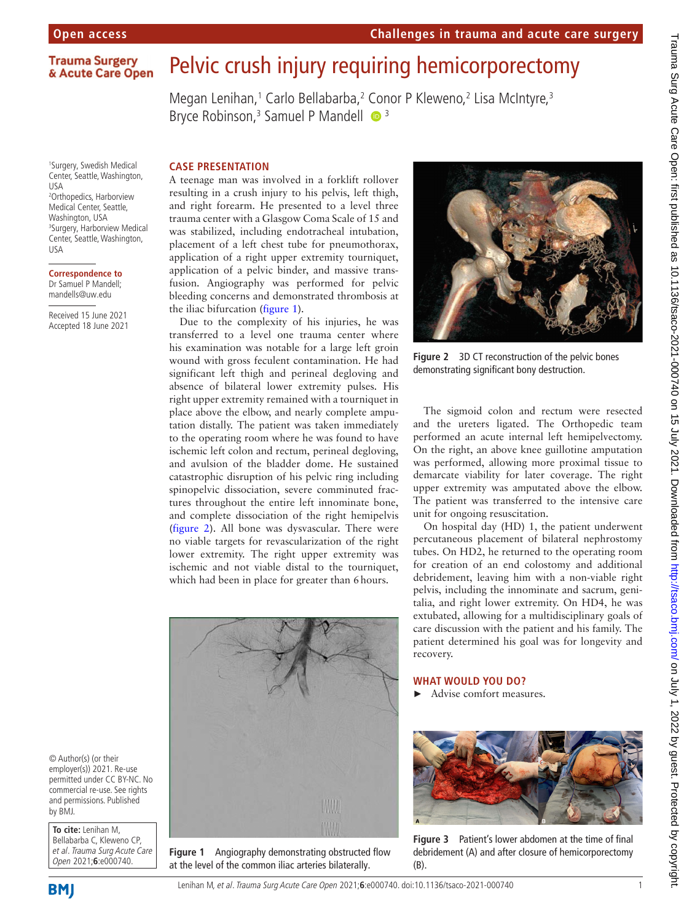Open access

Challenges in trauma and acute care surgery

# Pelvic crush injury requiring hemicorporectomy

Megan Lenihan,[1] Carlo Bellabarba,[2] Conor P Kleweno,[2] Lisa McIntyre,[3] Bryce Robinson,[3] Samuel P Mandell[3]

[1]Surgery, Swedish Medical Center, Seattle, Washington, USA
[2]Orthopedics, Harborview Medical Center, Seattle, Washington, USA
[3]Surgery, Harborview Medical Center, Seattle, Washington, USA

**Correspondence to**
Dr Samuel P Mandell; mandells@uw.edu

Received 15 June 2021
Accepted 18 June 2021

## CASE PRESENTATION

A teenage man was involved in a forklift rollover resulting in a crush injury to his pelvis, left thigh, and right forearm. He presented to a level three trauma center with a Glasgow Coma Scale of 15 and was stabilized, including endotracheal intubation, placement of a left chest tube for pneumothorax, application of a right upper extremity tourniquet, application of a pelvic binder, and massive transfusion. Angiography was performed for pelvic bleeding concerns and demonstrated thrombosis at the iliac bifurcation (figure 1).

Due to the complexity of his injuries, he was transferred to a level one trauma center where his examination was notable for a large left groin wound with gross feculent contamination. He had significant left thigh and perineal degloving and absence of bilateral lower extremity pulses. His right upper extremity remained with a tourniquet in place above the elbow, and nearly complete amputation distally. The patient was taken immediately to the operating room where he was found to have ischemic left colon and rectum, perineal degloving, and avulsion of the bladder dome. He sustained catastrophic disruption of his pelvic ring including spinopelvic dissociation, severe comminuted fractures throughout the entire left innominate bone, and complete dissociation of the right hemipelvis (figure 2). All bone was dysvascular. There were no viable targets for revascularization of the right lower extremity. The right upper extremity was ischemic and not viable distal to the tourniquet, which had been in place for greater than 6 hours.

Figure 1 Angiography demonstrating obstructed flow at the level of the common iliac arteries bilaterally.

Figure 2 3D CT reconstruction of the pelvic bones demonstrating significant bony destruction.

The sigmoid colon and rectum were resected and the ureters ligated. The Orthopedic team performed an acute internal left hemipelvectomy. On the right, an above knee guillotine amputation was performed, allowing more proximal tissue to demarcate viability for later coverage. The right upper extremity was amputated above the elbow. The patient was transferred to the intensive care unit for ongoing resuscitation.

On hospital day (HD) 1, the patient underwent percutaneous placement of bilateral nephrostomy tubes. On HD2, he returned to the operating room for creation of an end colostomy and additional debridement, leaving him with a non-viable right pelvis, including the innominate and sacrum, genitalia, and right lower extremity. On HD4, he was extubated, allowing for a multidisciplinary goals of care discussion with the patient and his family. The patient determined his goal was for longevity and recovery.

## WHAT WOULD YOU DO?

- Advise comfort measures.

Figure 3 Patient's lower abdomen at the time of final debridement (A) and after closure of hemicorporectomy (B).

© Author(s) (or their employer(s)) 2021. Re-use permitted under CC BY-NC. No commercial re-use. See rights and permissions. Published by BMJ.

**To cite:** Lenihan M, Bellabarba C, Kleweno CP, *et al. Trauma Surg Acute Care Open* 2021;**6**:e000740.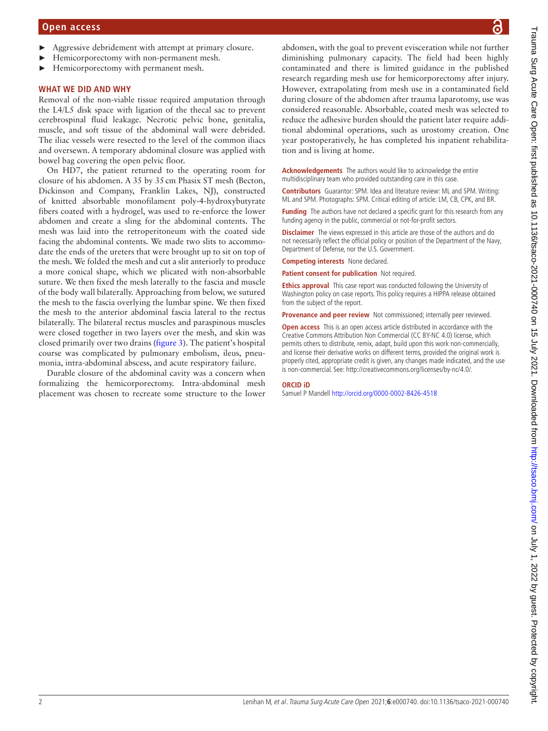- Aggressive debridement with attempt at primary closure.
- Hemicorporectomy with non-permanent mesh.
- Hemicorporectomy with permanent mesh.

## WHAT WE DID AND WHY

Removal of the non-viable tissue required amputation through the L4/L5 disk space with ligation of the thecal sac to prevent cerebrospinal fluid leakage. Necrotic pelvic bone, genitalia, muscle, and soft tissue of the abdominal wall were debrided. The iliac vessels were resected to the level of the common iliacs and oversewn. A temporary abdominal closure was applied with bowel bag covering the open pelvic floor.

On HD7, the patient returned to the operating room for closure of his abdomen. A 35 by 35 cm Phasix ST mesh (Becton, Dickinson and Company, Franklin Lakes, NJ), constructed of knitted absorbable monofilament poly-4-hydroxybutyrate fibers coated with a hydrogel, was used to re-enforce the lower abdomen and create a sling for the abdominal contents. The mesh was laid into the retroperitoneum with the coated side facing the abdominal contents. We made two slits to accommodate the ends of the ureters that were brought up to sit on top of the mesh. We folded the mesh and cut a slit anteriorly to produce a more conical shape, which we plicated with non-absorbable suture. We then fixed the mesh laterally to the fascia and muscle of the body wall bilaterally. Approaching from below, we sutured the mesh to the fascia overlying the lumbar spine. We then fixed the mesh to the anterior abdominal fascia lateral to the rectus bilaterally. The bilateral rectus muscles and paraspinous muscles were closed together in two layers over the mesh, and skin was closed primarily over two drains (figure 3). The patient's hospital course was complicated by pulmonary embolism, ileus, pneumonia, intra-abdominal abscess, and acute respiratory failure.

Durable closure of the abdominal cavity was a concern when formalizing the hemicorporectomy. Intra-abdominal mesh placement was chosen to recreate some structure to the lower abdomen, with the goal to prevent evisceration while not further diminishing pulmonary capacity. The field had been highly contaminated and there is limited guidance in the published research regarding mesh use for hemicorporectomy after injury. However, extrapolating from mesh use in a contaminated field during closure of the abdomen after trauma laparotomy, use was considered reasonable. Absorbable, coated mesh was selected to reduce the adhesive burden should the patient later require additional abdominal operations, such as urostomy creation. One year postoperatively, he has completed his inpatient rehabilitation and is living at home.

**Acknowledgements** The authors would like to acknowledge the entire multidisciplinary team who provided outstanding care in this case.

**Contributors** Guarantor: SPM. Idea and literature review: ML and SPM. Writing: ML and SPM. Photographs: SPM. Critical editing of article: LM, CB, CPK, and BR.

**Funding** The authors have not declared a specific grant for this research from any funding agency in the public, commercial or not-for-profit sectors.

**Disclaimer** The views expressed in this article are those of the authors and do not necessarily reflect the official policy or position of the Department of the Navy, Department of Defense, nor the U.S. Government.

**Competing interests** None declared.

**Patient consent for publication** Not required.

**Ethics approval** This case report was conducted following the University of Washington policy on case reports. This policy requires a HIPPA release obtained from the subject of the report.

**Provenance and peer review** Not commissioned; internally peer reviewed.

**Open access** This is an open access article distributed in accordance with the Creative Commons Attribution Non Commercial (CC BY-NC 4.0) license, which permits others to distribute, remix, adapt, build upon this work non-commercially, and license their derivative works on different terms, provided the original work is properly cited, appropriate credit is given, any changes made indicated, and the use is non-commercial. See: http://creativecommons.org/licenses/by-nc/4.0/.

**ORCID iD**

Samuel P Mandell http://orcid.org/0000-0002-8426-4518